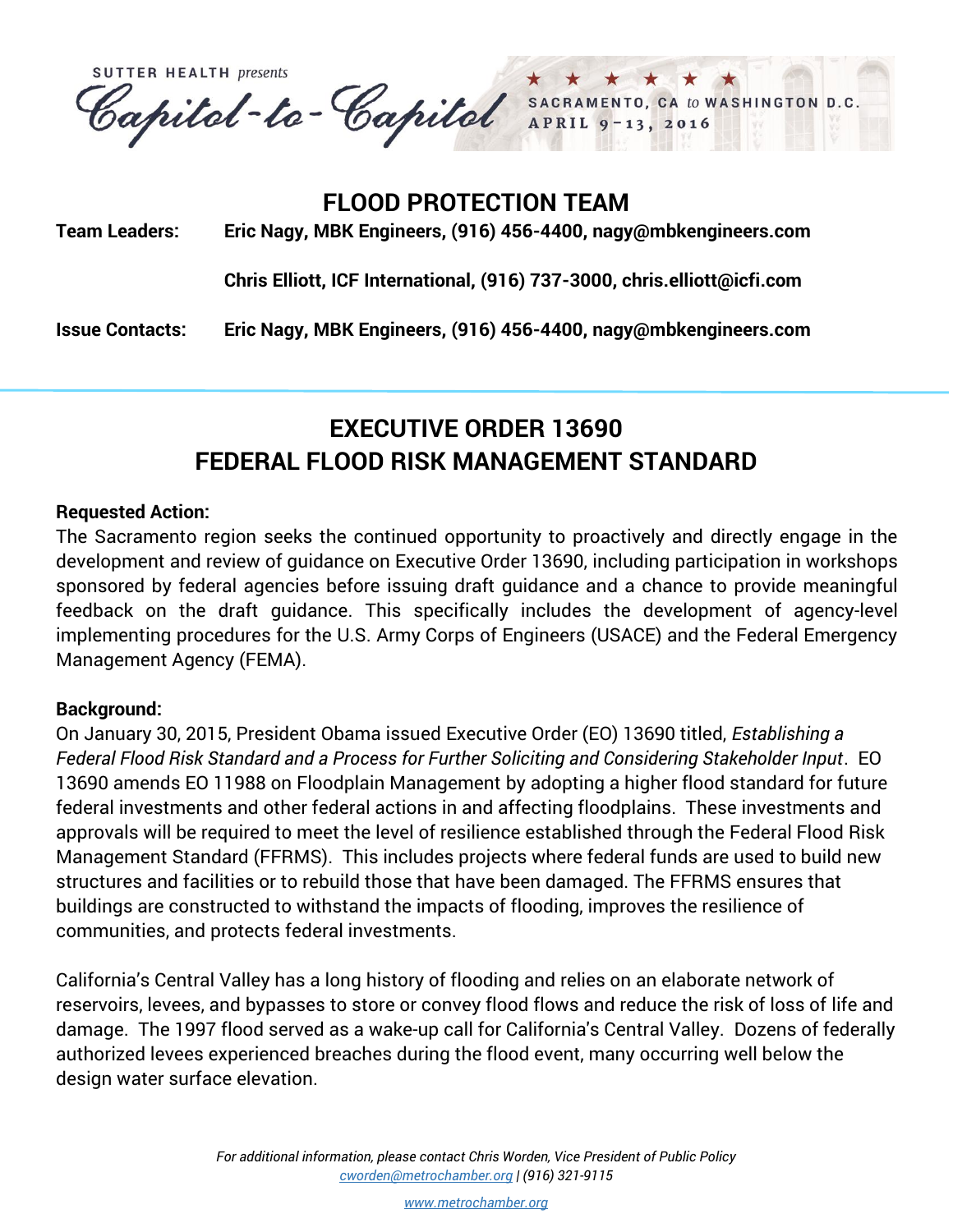SUTTER HEALTH *presents*

Capitol-to-Capitol

SACRAMENTO, CA *to* WASHINGTON D.C.
APRIL 9–13, 2016

## FLOOD PROTECTION TEAM

**Team Leaders:** **Eric Nagy, MBK Engineers, (916) 456-4400, nagy@mbkengineers.com**

**Chris Elliott, ICF International, (916) 737-3000, chris.elliott@icfi.com**

**Issue Contacts:** **Eric Nagy, MBK Engineers, (916) 456-4400, nagy@mbkengineers.com**

---

## EXECUTIVE ORDER 13690
## FEDERAL FLOOD RISK MANAGEMENT STANDARD

**Requested Action:**

The Sacramento region seeks the continued opportunity to proactively and directly engage in the development and review of guidance on Executive Order 13690, including participation in workshops sponsored by federal agencies before issuing draft guidance and a chance to provide meaningful feedback on the draft guidance. This specifically includes the development of agency-level implementing procedures for the U.S. Army Corps of Engineers (USACE) and the Federal Emergency Management Agency (FEMA).

**Background:**

On January 30, 2015, President Obama issued Executive Order (EO) 13690 titled, *Establishing a Federal Flood Risk Standard and a Process for Further Soliciting and Considering Stakeholder Input*. EO 13690 amends EO 11988 on Floodplain Management by adopting a higher flood standard for future federal investments and other federal actions in and affecting floodplains. These investments and approvals will be required to meet the level of resilience established through the Federal Flood Risk Management Standard (FFRMS). This includes projects where federal funds are used to build new structures and facilities or to rebuild those that have been damaged. The FFRMS ensures that buildings are constructed to withstand the impacts of flooding, improves the resilience of communities, and protects federal investments.

California's Central Valley has a long history of flooding and relies on an elaborate network of reservoirs, levees, and bypasses to store or convey flood flows and reduce the risk of loss of life and damage. The 1997 flood served as a wake-up call for California's Central Valley. Dozens of federally authorized levees experienced breaches during the flood event, many occurring well below the design water surface elevation.

*For additional information, please contact Chris Worden, Vice President of Public Policy*
*cworden@metrochamber.org | (916) 321-9115*

www.metrochamber.org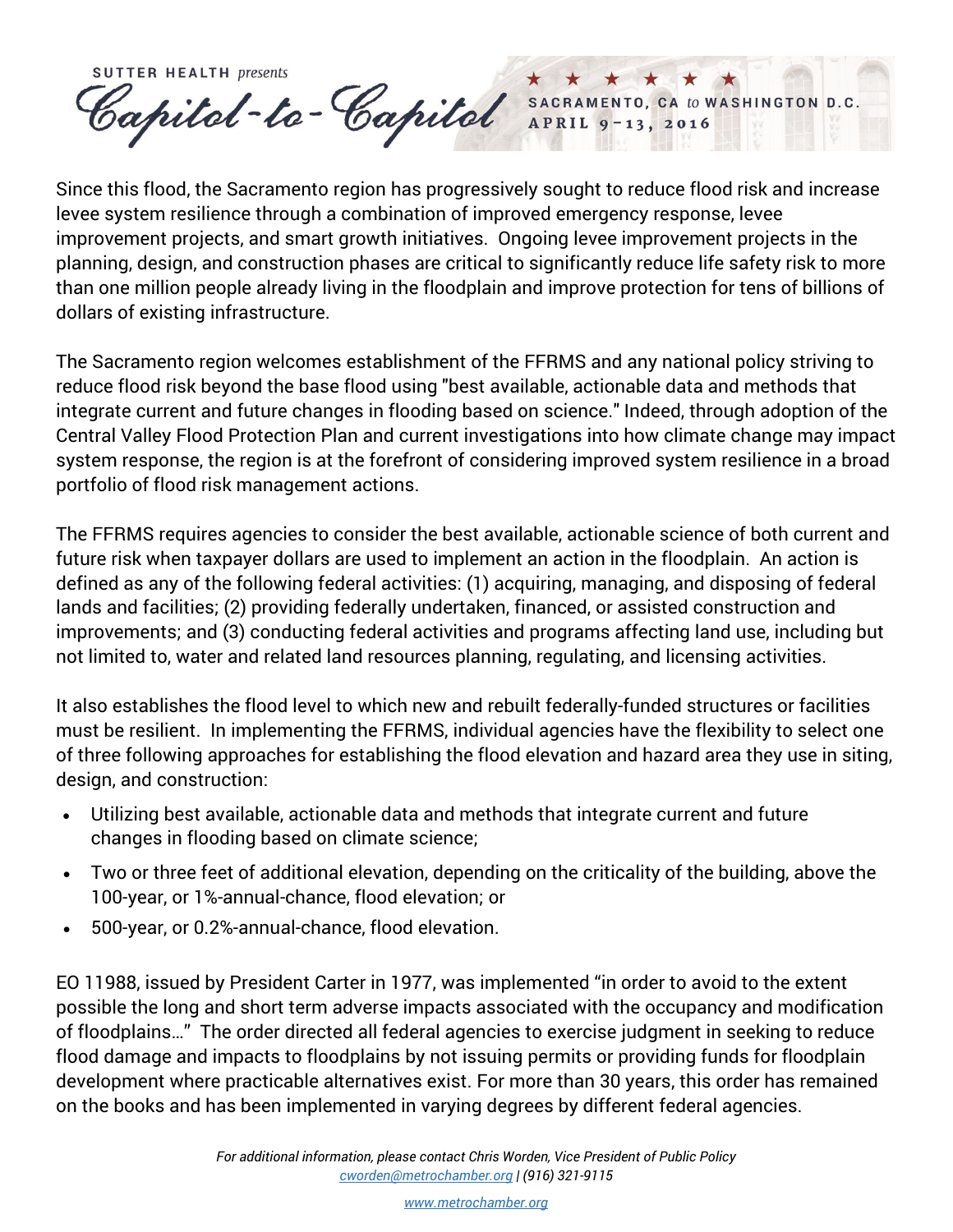Since this flood, the Sacramento region has progressively sought to reduce flood risk and increase levee system resilience through a combination of improved emergency response, levee improvement projects, and smart growth initiatives.  Ongoing levee improvement projects in the planning, design, and construction phases are critical to significantly reduce life safety risk to more than one million people already living in the floodplain and improve protection for tens of billions of dollars of existing infrastructure.

The Sacramento region welcomes establishment of the FFRMS and any national policy striving to reduce flood risk beyond the base flood using "best available, actionable data and methods that integrate current and future changes in flooding based on science." Indeed, through adoption of the Central Valley Flood Protection Plan and current investigations into how climate change may impact system response, the region is at the forefront of considering improved system resilience in a broad portfolio of flood risk management actions.

The FFRMS requires agencies to consider the best available, actionable science of both current and future risk when taxpayer dollars are used to implement an action in the floodplain.  An action is defined as any of the following federal activities: (1) acquiring, managing, and disposing of federal lands and facilities; (2) providing federally undertaken, financed, or assisted construction and improvements; and (3) conducting federal activities and programs affecting land use, including but not limited to, water and related land resources planning, regulating, and licensing activities.

It also establishes the flood level to which new and rebuilt federally-funded structures or facilities must be resilient.  In implementing the FFRMS, individual agencies have the flexibility to select one of three following approaches for establishing the flood elevation and hazard area they use in siting, design, and construction:

- Utilizing best available, actionable data and methods that integrate current and future changes in flooding based on climate science;
- Two or three feet of additional elevation, depending on the criticality of the building, above the 100-year, or 1%-annual-chance, flood elevation; or
- 500-year, or 0.2%-annual-chance, flood elevation.

EO 11988, issued by President Carter in 1977, was implemented "in order to avoid to the extent possible the long and short term adverse impacts associated with the occupancy and modification of floodplains…"  The order directed all federal agencies to exercise judgment in seeking to reduce flood damage and impacts to floodplains by not issuing permits or providing funds for floodplain development where practicable alternatives exist. For more than 30 years, this order has remained on the books and has been implemented in varying degrees by different federal agencies.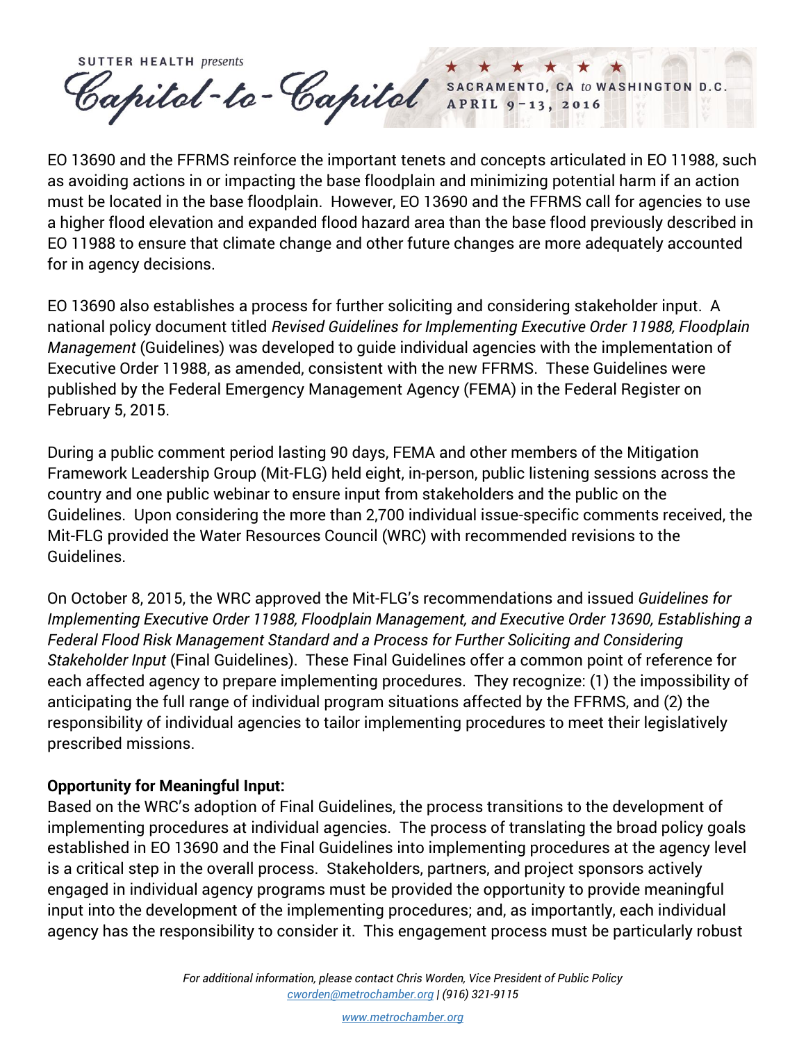EO 13690 and the FFRMS reinforce the important tenets and concepts articulated in EO 11988, such as avoiding actions in or impacting the base floodplain and minimizing potential harm if an action must be located in the base floodplain. However, EO 13690 and the FFRMS call for agencies to use a higher flood elevation and expanded flood hazard area than the base flood previously described in EO 11988 to ensure that climate change and other future changes are more adequately accounted for in agency decisions.

EO 13690 also establishes a process for further soliciting and considering stakeholder input. A national policy document titled *Revised Guidelines for Implementing Executive Order 11988, Floodplain Management* (Guidelines) was developed to guide individual agencies with the implementation of Executive Order 11988, as amended, consistent with the new FFRMS. These Guidelines were published by the Federal Emergency Management Agency (FEMA) in the Federal Register on February 5, 2015.

During a public comment period lasting 90 days, FEMA and other members of the Mitigation Framework Leadership Group (Mit-FLG) held eight, in-person, public listening sessions across the country and one public webinar to ensure input from stakeholders and the public on the Guidelines. Upon considering the more than 2,700 individual issue-specific comments received, the Mit-FLG provided the Water Resources Council (WRC) with recommended revisions to the Guidelines.

On October 8, 2015, the WRC approved the Mit-FLG's recommendations and issued *Guidelines for Implementing Executive Order 11988, Floodplain Management, and Executive Order 13690, Establishing a Federal Flood Risk Management Standard and a Process for Further Soliciting and Considering Stakeholder Input* (Final Guidelines). These Final Guidelines offer a common point of reference for each affected agency to prepare implementing procedures. They recognize: (1) the impossibility of anticipating the full range of individual program situations affected by the FFRMS, and (2) the responsibility of individual agencies to tailor implementing procedures to meet their legislatively prescribed missions.

**Opportunity for Meaningful Input:**
Based on the WRC's adoption of Final Guidelines, the process transitions to the development of implementing procedures at individual agencies. The process of translating the broad policy goals established in EO 13690 and the Final Guidelines into implementing procedures at the agency level is a critical step in the overall process. Stakeholders, partners, and project sponsors actively engaged in individual agency programs must be provided the opportunity to provide meaningful input into the development of the implementing procedures; and, as importantly, each individual agency has the responsibility to consider it. This engagement process must be particularly robust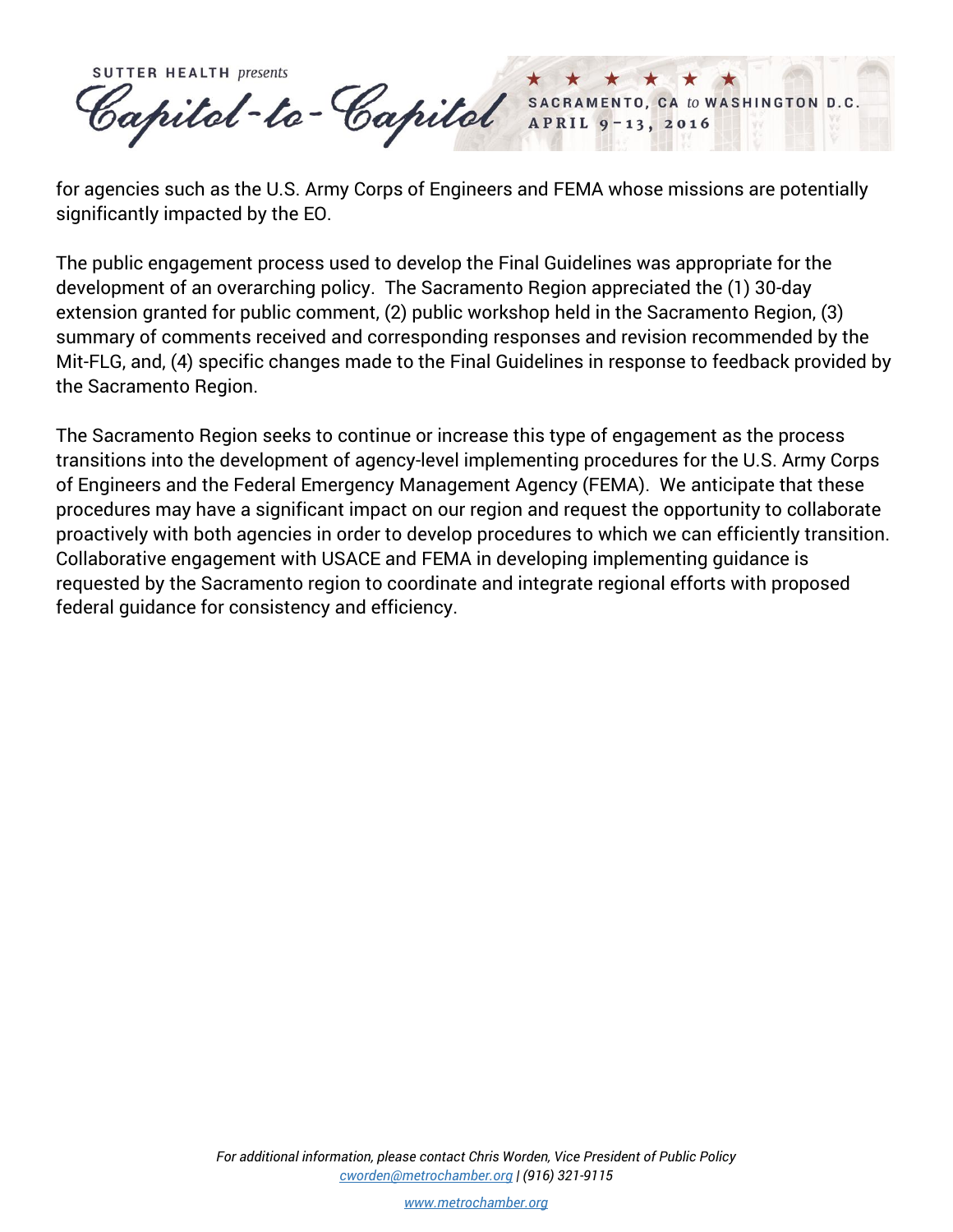for agencies such as the U.S. Army Corps of Engineers and FEMA whose missions are potentially significantly impacted by the EO.

The public engagement process used to develop the Final Guidelines was appropriate for the development of an overarching policy. The Sacramento Region appreciated the (1) 30-day extension granted for public comment, (2) public workshop held in the Sacramento Region, (3) summary of comments received and corresponding responses and revision recommended by the Mit-FLG, and, (4) specific changes made to the Final Guidelines in response to feedback provided by the Sacramento Region.

The Sacramento Region seeks to continue or increase this type of engagement as the process transitions into the development of agency-level implementing procedures for the U.S. Army Corps of Engineers and the Federal Emergency Management Agency (FEMA). We anticipate that these procedures may have a significant impact on our region and request the opportunity to collaborate proactively with both agencies in order to develop procedures to which we can efficiently transition. Collaborative engagement with USACE and FEMA in developing implementing guidance is requested by the Sacramento region to coordinate and integrate regional efforts with proposed federal guidance for consistency and efficiency.

*For additional information, please contact Chris Worden, Vice President of Public Policy*
*cworden@metrochamber.org | (916) 321-9115*

www.metrochamber.org